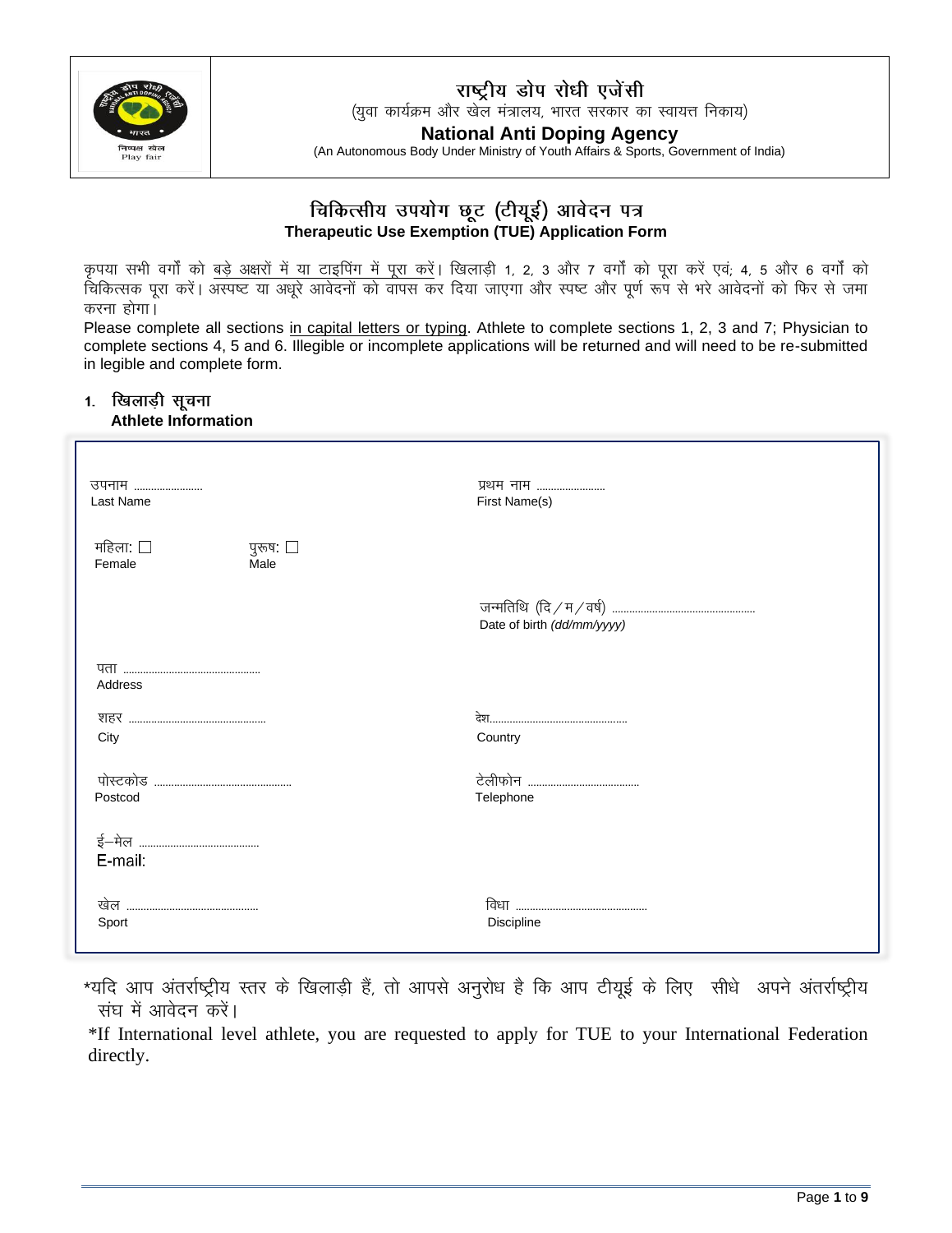# राष्ट्रीय डोप रोधी एजेंसी

(युवा कार्यक्रम और खेल मंत्रालय, भारत सरकार का स्वायत्त निकाय)

# National Anti Doping Agency

(An Autonomous Body Under Ministry of Youth Affairs & Sports, Government of India)

## चिकित्सीय उपयोग छूट (टीयूई) आवेदन पत्र
## Therapeutic Use Exemption (TUE) Application Form

कृपया सभी वर्गों को बड़े अक्षरों में या टाइपिंग में पूरा करें। खिलाड़ी 1, 2, 3 और 7 वर्गों को पूरा करें एवं; 4, 5 और 6 वर्गों को चिकित्सक पूरा करें। अस्पष्ट या अधूरे आवेदनों को वापस कर दिया जाएगा और स्पष्ट और पूर्ण रूप से भरे आवेदनों को फिर से जमा करना होगा।

Please complete all sections in capital letters or typing. Athlete to complete sections 1, 2, 3 and 7; Physician to complete sections 4, 5 and 6. Illegible or incomplete applications will be returned and will need to be re-submitted in legible and complete form.

### 1. खिलाड़ी सूचना
### Athlete Information

उपनाम ........................
Last Name

प्रथम नाम ........................
First Name(s)

महिला: ☐
Female

पुरूष: ☐
Male

जन्मतिथि (दि / म / वर्ष) ..................................................
Date of birth *(dd/mm/yyyy)*

पता ................................................
Address

शहर ................................................
City

देश................................................
Country

पोस्टकोड ................................................
Postcod

टेलीफोन .......................................
Telephone

ई–मेल ..........................................
E-mail:

खेल ..............................................
Sport

विधा ..............................................
Discipline

*यदि आप अंतर्राष्ट्रीय स्तर के खिलाड़ी हैं, तो आपसे अनुरोध है कि आप टीयूई के लिए सीधे अपने अंतर्राष्ट्रीय संघ में आवेदन करें।

*If International level athlete, you are requested to apply for TUE to your International Federation directly.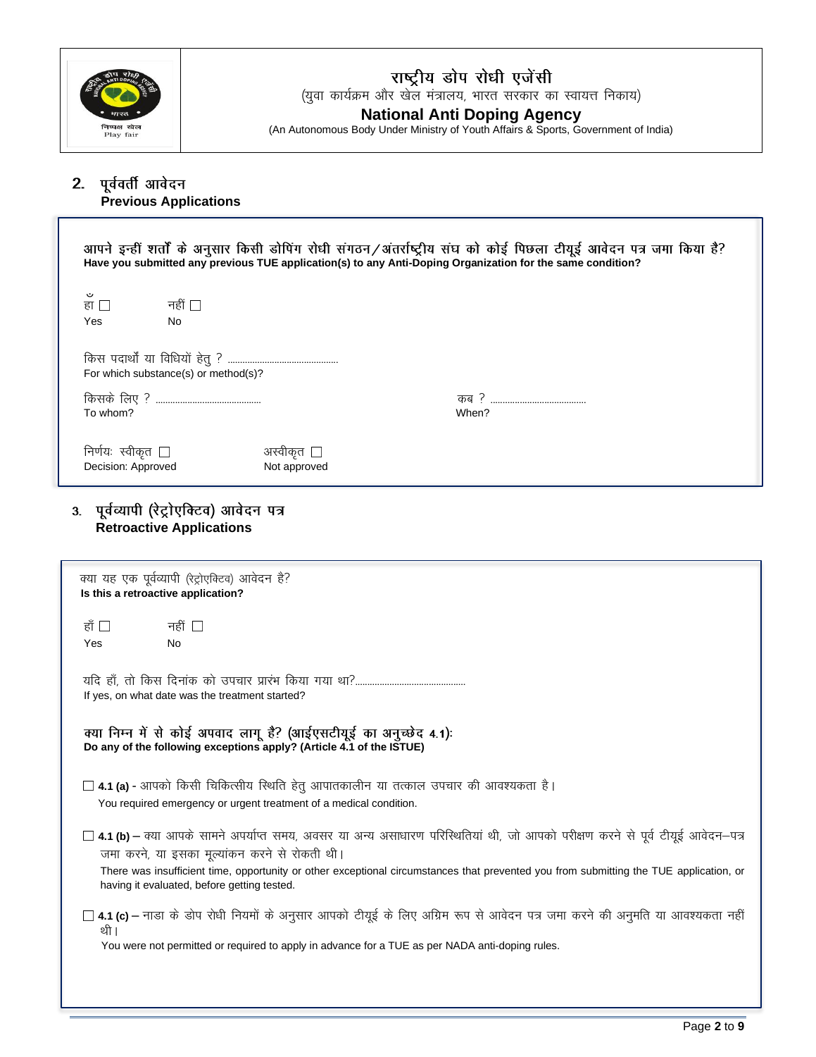# राष्ट्रीय डोप रोधी एजेंसी
(युवा कार्यक्रम और खेल मंत्रालय, भारत सरकार का स्वायत्त निकाय)

**National Anti Doping Agency**
(An Autonomous Body Under Ministry of Youth Affairs & Sports, Government of India)

## 2. पूर्ववर्ती आवेदन
**Previous Applications**

**आपने इन्हीं शर्तों के अनुसार किसी डोपिंग रोधी संगठन/अंतर्राष्ट्रीय संघ को कोई पिछला टीयूई आवेदन पत्र जमा किया है?**
**Have you submitted any previous TUE application(s) to any Anti-Doping Organization for the same condition?**

हाँ ☐ Yes     नहीं ☐ No

किस पदार्थों या विधियों हेतु ? ...............................................
For which substance(s) or method(s)?

किसके लिए ? ............................................ To whom?     कब ? ......................................... When?

निर्णयः स्वीकृत ☐ Decision: Approved     अस्वीकृत ☐ Not approved

## 3. पूर्वव्यापी (रेट्रोएक्टिव) आवेदन पत्र
**Retroactive Applications**

क्या यह एक पूर्वव्यापी (रेट्रोएक्टिव) आवेदन है?
**Is this a retroactive application?**

हाँ ☐ Yes     नहीं ☐ No

यदि हाँ, तो किस दिनांक को उपचार प्रारंभ किया गया था?...............................................
If yes, on what date was the treatment started?

**क्या निम्न में से कोई अपवाद लागू है? (आईएसटीयूई का अनुच्छेद 4.1):**
**Do any of the following exceptions apply? (Article 4.1 of the ISTUE)**

☐ **4.1 (a)** - आपको किसी चिकित्सीय स्थिति हेतु आपातकालीन या तत्काल उपचार की आवश्यकता है।
You required emergency or urgent treatment of a medical condition.

☐ **4.1 (b)** – क्या आपके सामने अपर्याप्त समय, अवसर या अन्य असाधारण परिस्थितियां थी, जो आपको परीक्षण करने से पूर्व टीयूई आवेदन–पत्र जमा करने, या इसका मूल्यांकन करने से रोकती थी।
There was insufficient time, opportunity or other exceptional circumstances that prevented you from submitting the TUE application, or having it evaluated, before getting tested.

☐ **4.1 (c)** – नाडा के डोप रोधी नियमों के अनुसार आपको टीयूई के लिए अग्रिम रूप से आवेदन पत्र जमा करने की अनुमति या आवश्यकता नहीं थी।
You were not permitted or required to apply in advance for a TUE as per NADA anti-doping rules.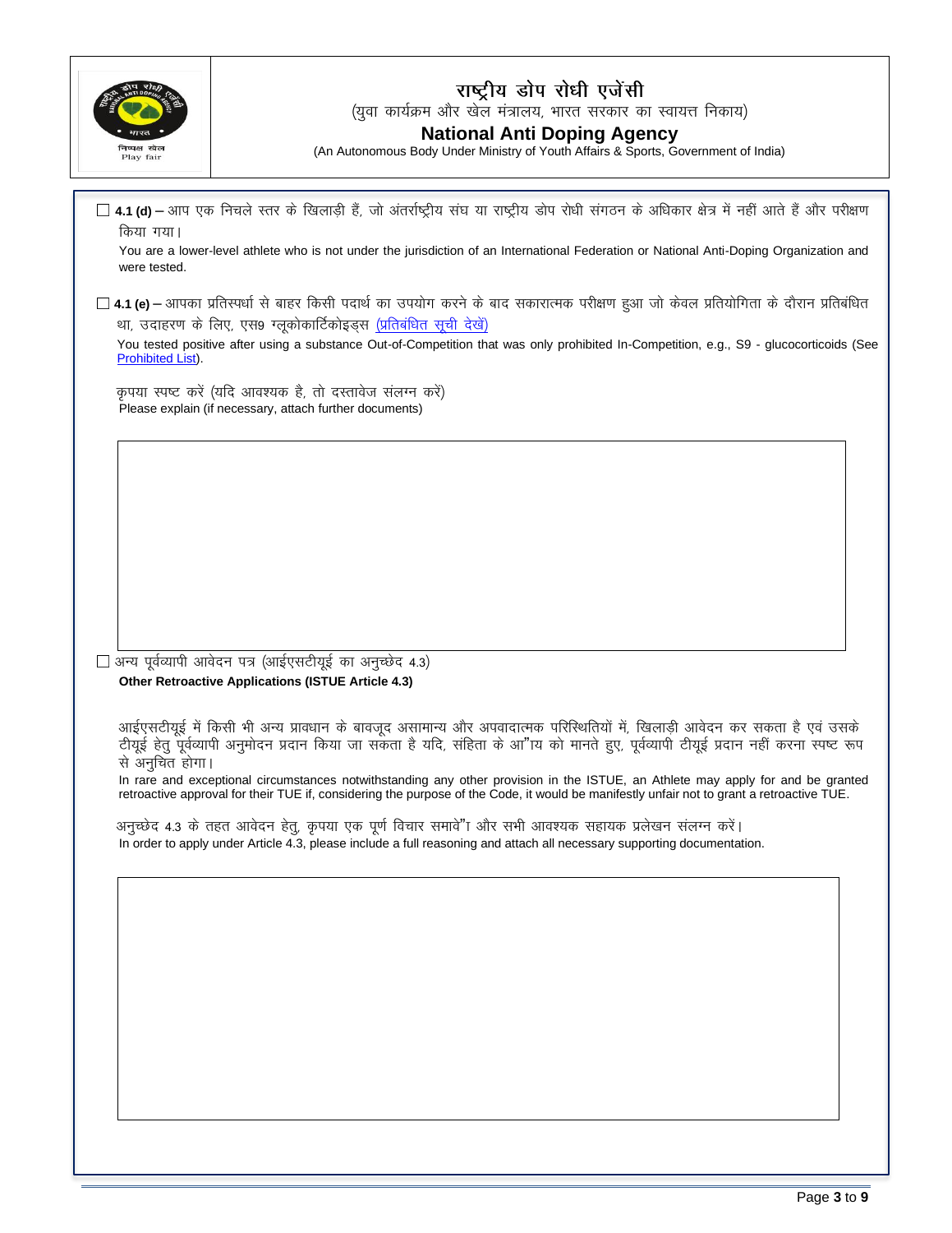# राष्ट्रीय डोप रोधी एजेंसी

(युवा कार्यक्रम और खेल मंत्रालय, भारत सरकार का स्वायत्त निकाय)

## National Anti Doping Agency

(An Autonomous Body Under Ministry of Youth Affairs & Sports, Government of India)

☐ **4.1 (d)** – आप एक निचले स्तर के खिलाड़ी हैं, जो अंतर्राष्ट्रीय संघ या राष्ट्रीय डोप रोधी संगठन के अधिकार क्षेत्र में नहीं आते हैं और परीक्षण किया गया।

You are a lower-level athlete who is not under the jurisdiction of an International Federation or National Anti-Doping Organization and were tested.

☐ **4.1 (e)** – आपका प्रतिस्पर्धा से बाहर किसी पदार्थ का उपयोग करने के बाद सकारात्मक परीक्षण हुआ जो केवल प्रतियोगिता के दौरान प्रतिबंधित था, उदाहरण के लिए, एस9 ग्लूकोकार्टिकोइड्स (प्रतिबंधित सूची देखें)

You tested positive after using a substance Out-of-Competition that was only prohibited In-Competition, e.g., S9 - glucocorticoids (See Prohibited List).

कृपया स्पष्ट करें (यदि आवश्यक है, तो दस्तावेज संलग्न करें)

Please explain (if necessary, attach further documents)

☐ अन्य पूर्वव्यापी आवेदन पत्र (आईएसटीयूई का अनुच्छेद 4.3)

**Other Retroactive Applications (ISTUE Article 4.3)**

आईएसटीयूई में किसी भी अन्य प्रावधान के बावजूद असामान्य और अपवादात्मक परिस्थितियों में, खिलाड़ी आवेदन कर सकता है एवं उसके टीयूई हेतु पूर्वव्यापी अनुमोदन प्रदान किया जा सकता है यदि, संहिता के आ"ाय को मानते हुए, पूर्वव्यापी टीयूई प्रदान नहीं करना स्पष्ट रूप से अनुचित होगा।

In rare and exceptional circumstances notwithstanding any other provision in the ISTUE, an Athlete may apply for and be granted retroactive approval for their TUE if, considering the purpose of the Code, it would be manifestly unfair not to grant a retroactive TUE.

अनुच्छेद 4.3 के तहत आवेदन हेतु, कृपया एक पूर्ण विचार समावे"ा और सभी आवश्यक सहायक प्रलेखन संलग्न करें।

In order to apply under Article 4.3, please include a full reasoning and attach all necessary supporting documentation.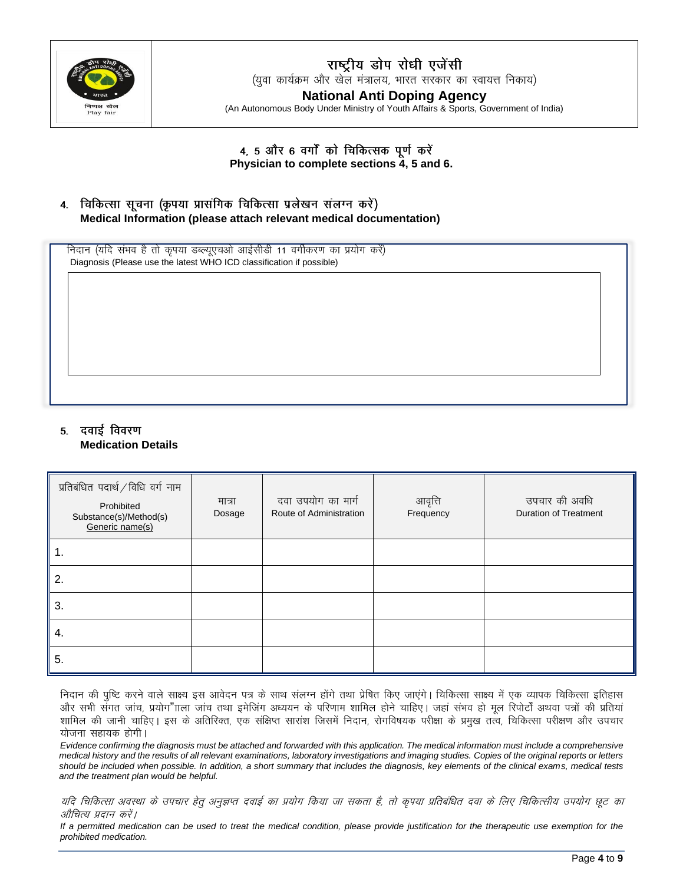# राष्ट्रीय डोप रोधी एजेंसी

(युवा कार्यक्रम और खेल मंत्रालय, भारत सरकार का स्वायत्त निकाय)

# National Anti Doping Agency

(An Autonomous Body Under Ministry of Youth Affairs & Sports, Government of India)

**4, 5 और 6 वर्गों को चिकित्सक पूर्ण करें**
**Physician to complete sections 4, 5 and 6.**

## 4. चिकित्सा सूचना (कृपया प्रासंगिक चिकित्सा प्रलेखन संलग्न करें)
**Medical Information (please attach relevant medical documentation)**

निदान (यदि संभव है तो कृपया डब्ल्यूएचओ आईसीडी 11 वर्गीकरण का प्रयोग करें)
Diagnosis (Please use the latest WHO ICD classification if possible)

| |
|---|
| |

## 5. दवाई विवरण
**Medication Details**

| प्रतिबंधित पदार्थ/विधि वर्ग नाम<br>Prohibited Substance(s)/Method(s)<br>Generic name(s) | मात्रा<br>Dosage | दवा उपयोग का मार्ग<br>Route of Administration | आवृत्ति<br>Frequency | उपचार की अवधि<br>Duration of Treatment |
|---|---|---|---|---|
| 1. | | | | |
| 2. | | | | |
| 3. | | | | |
| 4. | | | | |
| 5. | | | | |

निदान की पुष्टि करने वाले साक्ष्य इस आवेदन पत्र के साथ संलग्न होंगे तथा प्रेषित किए जाएंगे। चिकित्सा साक्ष्य में एक व्यापक चिकित्सा इतिहास और सभी संगत जांच, प्रयोग"ााला जांच तथा इमेजिंग अध्ययन के परिणाम शामिल होने चाहिए। जहां संभव हो मूल रिपोर्टों अथवा पत्रों की प्रतियां शामिल की जानी चाहिए। इस के अतिरिक्त, एक संक्षिप्त सारांश जिसमें निदान, रोगविषयक परीक्षा के प्रमुख तत्व, चिकित्सा परीक्षण और उपचार योजना सहायक होगी।

*Evidence confirming the diagnosis must be attached and forwarded with this application. The medical information must include a comprehensive medical history and the results of all relevant examinations, laboratory investigations and imaging studies. Copies of the original reports or letters should be included when possible. In addition, a short summary that includes the diagnosis, key elements of the clinical exams, medical tests and the treatment plan would be helpful.*

*यदि चिकित्सा अवस्था के उपचार हेतु अनुज्ञप्त दवाई का प्रयोग किया जा सकता है, तो कृपया प्रतिबंधित दवा के लिए चिकित्सीय उपयोग छूट का औचित्य प्रदान करें।*

*If a permitted medication can be used to treat the medical condition, please provide justification for the therapeutic use exemption for the prohibited medication.*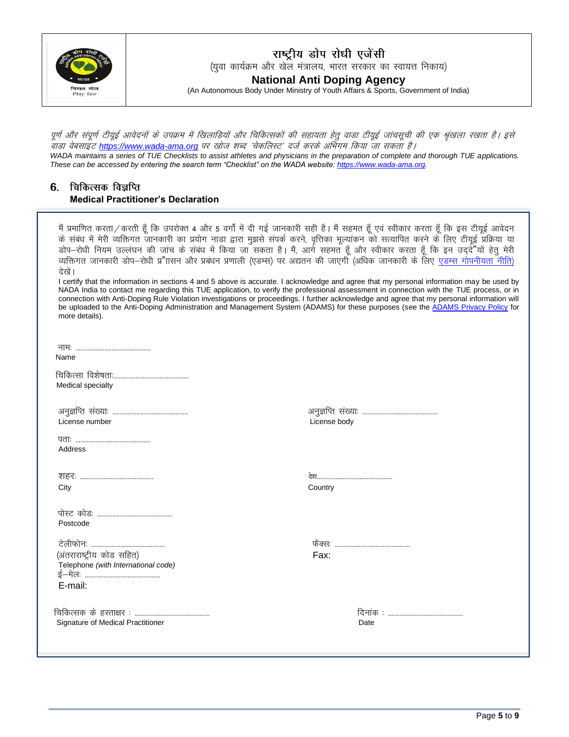राष्ट्रीय डोप रोधी एजेंसी

(युवा कार्यक्रम और खेल मंत्रालय, भारत सरकार का स्वायत्त निकाय)

**National Anti Doping Agency**

(An Autonomous Body Under Ministry of Youth Affairs & Sports, Government of India)

*पूर्ण और संपूर्ण टीयूई आवेदनों के उपक्रम में खिलाड़ियों और चिकित्सकों की सहायता हेतु वाडा टीयूई जांचसूची की एक श्रृंखला रखता है। इसे वाडा वेबसाइट https://www.wada-ama.org पर खोज शब्द 'चेकलिस्ट' दर्ज करके अभिगम किया जा सकता है।*

*WADA maintains a series of TUE Checklists to assist athletes and physicians in the preparation of complete and thorough TUE applications. These can be accessed by entering the search term "Checklist" on the WADA website: https://www.wada-ama.org.*

## 6. चिकित्सक विज्ञप्ति
**Medical Practitioner's Declaration**

मैं प्रमाणित करता/करती हूँ कि उपरोक्त 4 और 5 वर्गों में दी गई जानकारी सही है। मैं सहमत हूँ एवं स्वीकार करता हूँ कि इस टीयूई आवेदन के संबंध में मेरी व्यक्तिगत जानकारी का प्रयोग नाडा द्वारा मुझसे संपर्क करने, वृत्तिका मूल्यांकन को सत्यापित करने के लिए टीयूई प्रक्रिया या डोप–रोधी नियम उल्लंघन की जांच के संबंध में किया जा सकता है। मैं, आगे सहमत हूँ और स्वीकार करता हूँ कि इन उद्देश्यों हेतु मेरी व्यक्तिगत जानकारी डोप–रोधी प्रशासन और प्रबंधन प्रणाली (एडम्स) पर अद्यतन की जाएगी (अधिक जानकारी के लिए एडम्स गोपनीयता नीति) देखें।

I certify that the information in sections 4 and 5 above is accurate. I acknowledge and agree that my personal information may be used by NADA India to contact me regarding this TUE application, to verify the professional assessment in connection with the TUE process, or in connection with Anti-Doping Rule Violation investigations or proceedings. I further acknowledge and agree that my personal information will be uploaded to the Anti-Doping Administration and Management System (ADAMS) for these purposes (see the ADAMS Privacy Policy for more details).

नामः ..........................................
Name

चिकित्सा विशेषताः..........................................
Medical specialty

अनुज्ञप्ति संख्याः ..........................................
License number

अनुज्ञप्ति संख्याः ..........................................
License body

पताः ..........................................
Address

शहरः ..........................................
City

देश..........................................
Country

पोस्ट कोडः ..........................................
Postcode

टेलीफोनः ..........................................
(अंतराराष्ट्रीय कोड सहित)
Telephone *(with International code)*

फैक्सः ..........................................
Fax:

ई–मेलः ..........................................
E-mail:

चिकित्सक के हस्ताक्षर : ..........................................
Signature of Medical Practitioner

दिनांक : ..........................................
Date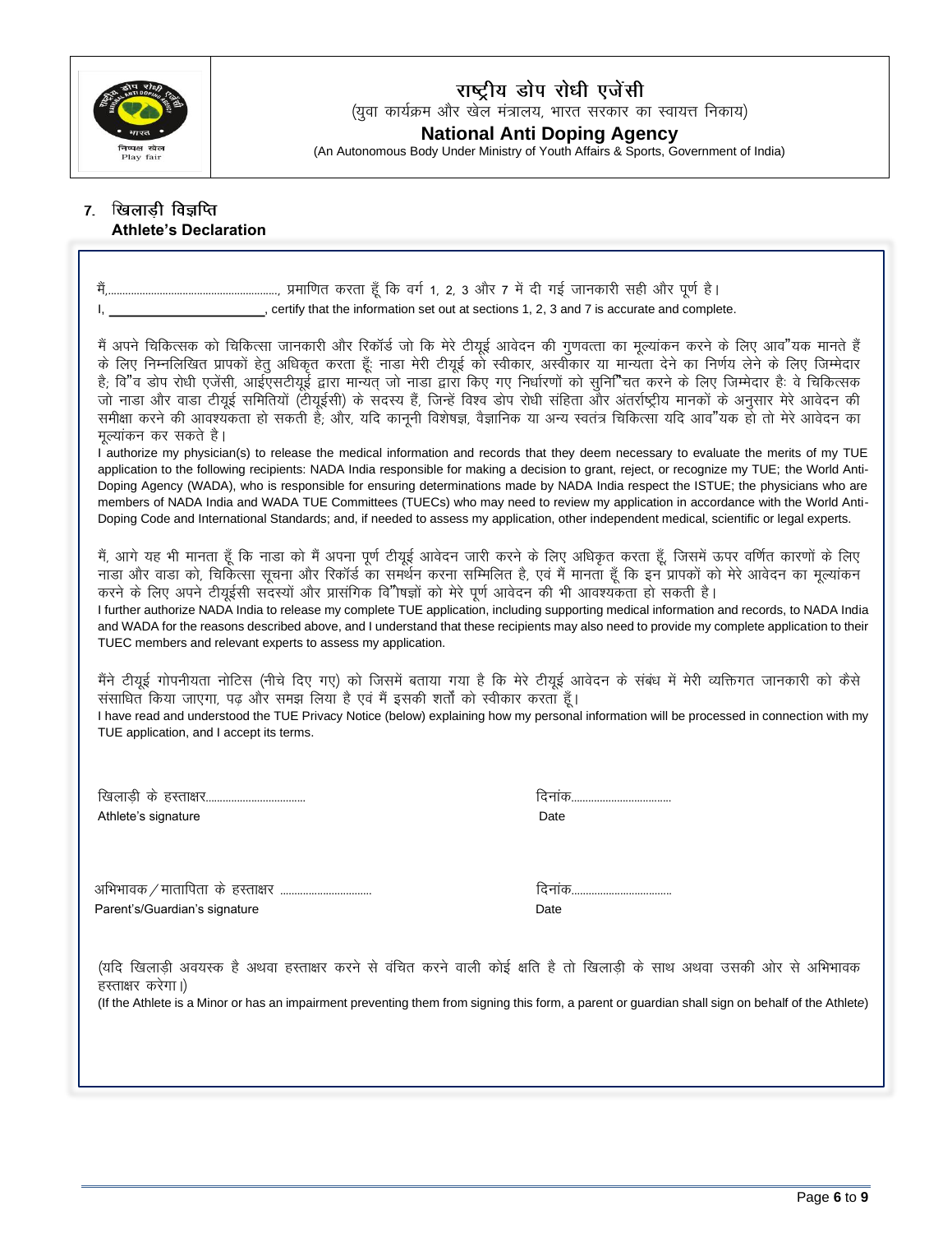# राष्ट्रीय डोप रोधी एजेंसी

(युवा कार्यक्रम और खेल मंत्रालय, भारत सरकार का स्वायत्त निकाय)

**National Anti Doping Agency**

(An Autonomous Body Under Ministry of Youth Affairs & Sports, Government of India)

## 7. खिलाड़ी विज्ञप्ति
**Athlete's Declaration**

मैं,..........................................................., प्रमाणित करता हूँ कि वर्ग 1, 2, 3 और 7 में दी गई जानकारी सही और पूर्ण है।

I, ______________________, certify that the information set out at sections 1, 2, 3 and 7 is accurate and complete.

मैं अपने चिकित्सक को चिकित्सा जानकारी और रिकॉर्ड जो कि मेरे टीयूई आवेदन की गुणवत्ता का मूल्यांकन करने के लिए आव"यक मानते हैं के लिए निम्नलिखित प्रापकों हेतु अधिकृत करता हूँ: नाडा मेरी टीयूई को स्वीकार, अस्वीकार या मान्यता देने का निर्णय लेने के लिए जिम्मेदार है; वि"व डोप रोधी एजेंसी, आईएसटीयूई द्वारा मान्यत् जो नाडा द्वारा किए गए निर्धारणों को सुनि"चत करने के लिए जिम्मेदार हैः वे चिकित्सक जो नाडा और वाडा टीयूई समितियों (टीयूईसी) के सदस्य हैं, जिन्हें विश्व डोप रोधी संहिता और अंतर्राष्ट्रीय मानकों के अनुसार मेरे आवेदन की समीक्षा करने की आवश्यकता हो सकती है; और, यदि कानूनी विशेषज्ञ, वैज्ञानिक या अन्य स्वतंत्र चिकित्सा यदि आव"यक हो तो मेरे आवेदन का मूल्यांकन कर सकते है।

I authorize my physician(s) to release the medical information and records that they deem necessary to evaluate the merits of my TUE application to the following recipients: NADA India responsible for making a decision to grant, reject, or recognize my TUE; the World Anti-Doping Agency (WADA), who is responsible for ensuring determinations made by NADA India respect the ISTUE; the physicians who are members of NADA India and WADA TUE Committees (TUECs) who may need to review my application in accordance with the World Anti-Doping Code and International Standards; and, if needed to assess my application, other independent medical, scientific or legal experts.

मैं, आगे यह भी मानता हूँ कि नाडा को मैं अपना पूर्ण टीयूई आवेदन जारी करने के लिए अधिकृत करता हूँ, जिसमें ऊपर वर्णित कारणों के लिए नाडा और वाडा को, चिकित्सा सूचना और रिकॉर्ड का समर्थन करना सम्मिलित है, एवं मैं मानता हूँ कि इन प्रापकों को मेरे आवेदन का मूल्यांकन करने के लिए अपने टीयूईसी सदस्यों और प्रासंगिक वि"षज्ञों को मेरे पूर्ण आवेदन की भी आवश्यकता हो सकती है।

I further authorize NADA India to release my complete TUE application, including supporting medical information and records, to NADA India and WADA for the reasons described above, and I understand that these recipients may also need to provide my complete application to their TUEC members and relevant experts to assess my application.

मैंने टीयूई गोपनीयता नोटिस (नीचे दिए गए) को जिसमें बताया गया है कि मेरे टीयूई आवेदन के संबंध में मेरी व्यक्तिगत जानकारी को कैसे संसाधित किया जाएगा, पढ़ और समझ लिया है एवं मैं इसकी शर्तों को स्वीकार करता हूँ।

I have read and understood the TUE Privacy Notice (below) explaining how my personal information will be processed in connection with my TUE application, and I accept its terms.

खिलाड़ी के हस्ताक्षर..................................
Athlete's signature

दिनांक..................................
Date

अभिभावक/मातापिता के हस्ताक्षर ................................
Parent's/Guardian's signature

दिनांक..................................
Date

(यदि खिलाड़ी अवयस्क है अथवा हस्ताक्षर करने से वंचित करने वाली कोई क्षति है तो खिलाड़ी के साथ अथवा उसकी ओर से अभिभावक हस्ताक्षर करेगा।)

(If the Athlete is a Minor or has an impairment preventing them from signing this form, a parent or guardian shall sign on behalf of the Athlete)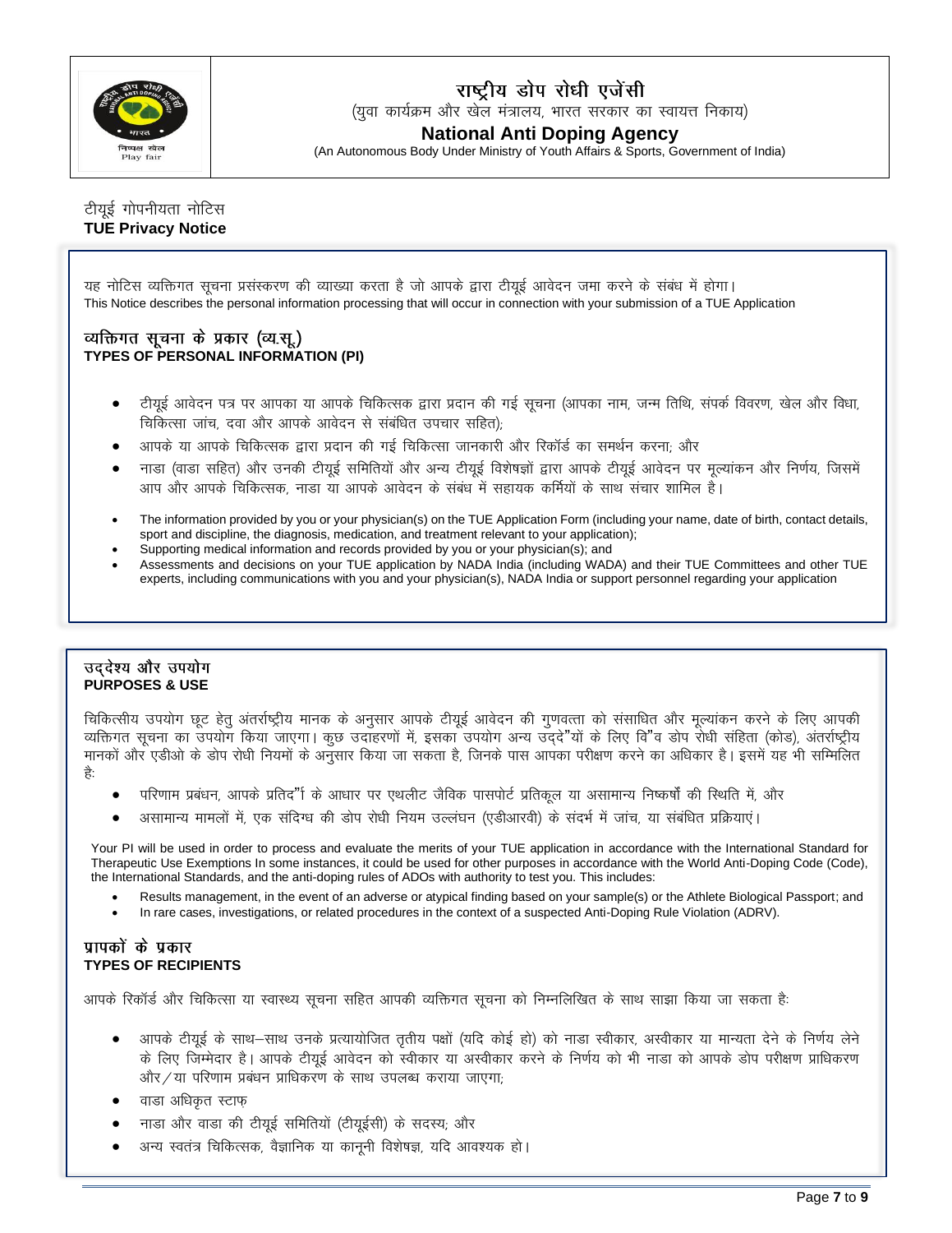# राष्ट्रीय डोप रोधी एजेंसी

(युवा कार्यक्रम और खेल मंत्रालय, भारत सरकार का स्वायत्त निकाय)

# National Anti Doping Agency

(An Autonomous Body Under Ministry of Youth Affairs & Sports, Government of India)

## टीयूई गोपनीयता नोटिस
## TUE Privacy Notice

यह नोटिस व्यक्तिगत सूचना प्रसंस्करण की व्याख्या करता है जो आपके द्वारा टीयूई आवेदन जमा करने के संबंध में होगा।
This Notice describes the personal information processing that will occur in connection with your submission of a TUE Application

### व्यक्तिगत सूचना के प्रकार (व्य.सू.)
### TYPES OF PERSONAL INFORMATION (PI)

- टीयूई आवेदन पत्र पर आपका या आपके चिकित्सक द्वारा प्रदान की गई सूचना (आपका नाम, जन्म तिथि, संपर्क विवरण, खेल और विधा, चिकित्सा जांच, दवा और आपके आवेदन से संबंधित उपचार सहित);
- आपके या आपके चिकित्सक द्वारा प्रदान की गई चिकित्सा जानकारी और रिकॉर्ड का समर्थन करना; और
- नाडा (वाडा सहित) और उनकी टीयूई समितियों और अन्य टीयूई विशेषज्ञों द्वारा आपके टीयूई आवेदन पर मूल्यांकन और निर्णय, जिसमें आप और आपके चिकित्सक, नाडा या आपके आवेदन के संबंध में सहायक कर्मियों के साथ संचार शामिल है।

- The information provided by you or your physician(s) on the TUE Application Form (including your name, date of birth, contact details, sport and discipline, the diagnosis, medication, and treatment relevant to your application);
- Supporting medical information and records provided by you or your physician(s); and
- Assessments and decisions on your TUE application by NADA India (including WADA) and their TUE Committees and other TUE experts, including communications with you and your physician(s), NADA India or support personnel regarding your application

### उद्देश्य और उपयोग
### PURPOSES & USE

चिकित्सीय उपयोग छूट हेतु अंतर्राष्ट्रीय मानक के अनुसार आपके टीयूई आवेदन की गुणवत्ता को संसाधित और मूल्यांकन करने के लिए आपकी व्यक्तिगत सूचना का उपयोग किया जाएगा। कुछ उदाहरणों में, इसका उपयोग अन्य उद्दे"यों के लिए वि"व डोप रोधी संहिता (कोड), अंतर्राष्ट्रीय मानकों और एडीओ के डोप रोधी नियमों के अनुसार किया जा सकता है, जिनके पास आपका परीक्षण करने का अधिकार है। इसमें यह भी सम्मिलित है:

- परिणाम प्रबंधन, आपके प्रतिद"ों के आधार पर एथलीट जैविक पासपोर्ट प्रतिकूल या असामान्य निष्कर्षों की स्थिति में, और
- असामान्य मामलों में, एक संदिग्ध की डोप रोधी नियम उल्लंघन (एडीआरवी) के संदर्भ में जांच, या संबंधित प्रक्रियाएं।

Your PI will be used in order to process and evaluate the merits of your TUE application in accordance with the International Standard for Therapeutic Use Exemptions In some instances, it could be used for other purposes in accordance with the World Anti-Doping Code (Code), the International Standards, and the anti-doping rules of ADOs with authority to test you. This includes:

- Results management, in the event of an adverse or atypical finding based on your sample(s) or the Athlete Biological Passport; and
- In rare cases, investigations, or related procedures in the context of a suspected Anti-Doping Rule Violation (ADRV).

### प्रापकों के प्रकार
### TYPES OF RECIPIENTS

आपके रिकॉर्ड और चिकित्सा या स्वास्थ्य सूचना सहित आपकी व्यक्तिगत सूचना को निम्नलिखित के साथ साझा किया जा सकता है:

- आपके टीयूई के साथ–साथ उनके प्रत्यायोजित तृतीय पक्षों (यदि कोई हो) को नाडा स्वीकार, अस्वीकार या मान्यता देने के निर्णय लेने के लिए जिम्मेदार है। आपके टीयूई आवेदन को स्वीकार या अस्वीकार करने के निर्णय को भी नाडा को आपके डोप परीक्षण प्राधिकरण और/या परिणाम प्रबंधन प्राधिकरण के साथ उपलब्ध कराया जाएगा;
- वाडा अधिकृत स्टाफ़
- नाडा और वाडा की टीयूई समितियों (टीयूईसी) के सदस्य; और
- अन्य स्वतंत्र चिकित्सक, वैज्ञानिक या कानूनी विशेषज्ञ, यदि आवश्यक हो।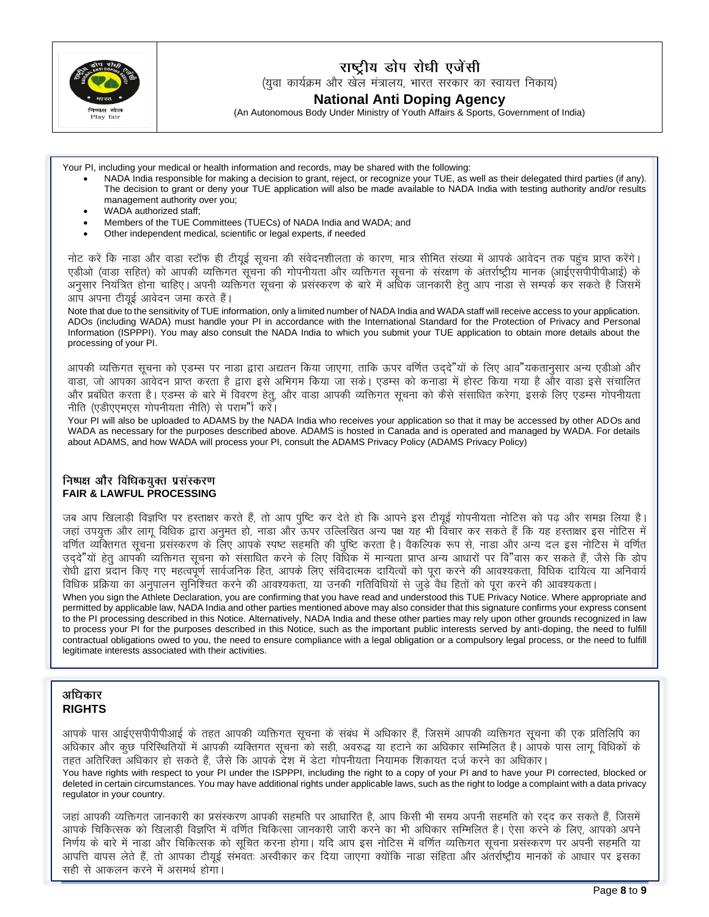# राष्ट्रीय डोप रोधी एजेंसी

(युवा कार्यक्रम और खेल मंत्रालय, भारत सरकार का स्वायत्त निकाय)

# National Anti Doping Agency

(An Autonomous Body Under Ministry of Youth Affairs & Sports, Government of India)

Your PI, including your medical or health information and records, may be shared with the following:

- NADA India responsible for making a decision to grant, reject, or recognize your TUE, as well as their delegated third parties (if any). The decision to grant or deny your TUE application will also be made available to NADA India with testing authority and/or results management authority over you;
- WADA authorized staff;
- Members of the TUE Committees (TUECs) of NADA India and WADA; and
- Other independent medical, scientific or legal experts, if needed

नोट करें कि नाडा और वाडा स्टॉफ ही टीयूई सूचना की संवेदनशीलता के कारण, मात्र सीमित संख्या में आपके आवेदन तक पहुंच प्राप्त करेंगे। एडीओ (वाडा सहित) को आपकी व्यक्तिगत सूचना की गोपनीयता और व्यक्तिगत सूचना के संरक्षण के अंतर्राष्ट्रीय मानक (आईएसपीपीपीआई) के अनुसार नियंत्रित होना चाहिए। अपनी व्यक्तिगत सूचना के प्रसंस्करण के बारे में अधिक जानकारी हेतु आप नाडा से सम्पर्क कर सकते है जिसमें आप अपना टीयूई आवेदन जमा करते हैं।

Note that due to the sensitivity of TUE information, only a limited number of NADA India and WADA staff will receive access to your application. ADOs (including WADA) must handle your PI in accordance with the International Standard for the Protection of Privacy and Personal Information (ISPPPI). You may also consult the NADA India to which you submit your TUE application to obtain more details about the processing of your PI.

आपकी व्यक्तिगत सूचना को एडम्स पर नाडा द्वारा अद्यतन किया जाएगा, ताकि ऊपर वर्णित उद्दे"यों के लिए आव"यकतानुसार अन्य एडीओ और वाडा, जो आपका आवेदन प्राप्त करता है द्वारा इसे अभिगम किया जा सके। एडम्स को कनाडा में होस्ट किया गया है और वाडा इसे संचालित और प्रबंधित करता है। एडम्स के बारे में विवरण हेतु, और वाडा आपकी व्यक्तिगत सूचना को कैसे संसाधित करेगा, इसके लिए एडम्स गोपनीयता नीति (एडीएएमएस गोपनीयता नीति) से पराम"र्श करें।

Your PI will also be uploaded to ADAMS by the NADA India who receives your application so that it may be accessed by other ADOs and WADA as necessary for the purposes described above. ADAMS is hosted in Canada and is operated and managed by WADA. For details about ADAMS, and how WADA will process your PI, consult the ADAMS Privacy Policy (ADAMS Privacy Policy)

## निष्पक्ष और विधिकयुक्त प्रसंस्करण
## FAIR & LAWFUL PROCESSING

जब आप खिलाड़ी विज्ञप्ति पर हस्ताक्षर करते हैं, तो आप पुष्टि कर देते हो कि आपने इस टीयूई गोपनीयता नोटिस को पढ़ और समझ लिया है। जहां उपयुक्त और लागू विधिक द्वारा अनुमत हो, नाडा और ऊपर उल्लिखित अन्य पक्ष यह भी विचार कर सकते हैं कि यह हस्ताक्षर इस नोटिस में वर्णित व्यक्तिगत सूचना प्रसंस्करण के लिए आपके स्पष्ट सहमति की पुष्टि करता है। वैकल्पिक रूप से, नाडा और अन्य दल इस नोटिस में वर्णित उद्दे"यों हेतु आपकी व्यक्तिगत सूचना को संसाधित करने के लिए विधिक में मान्यता प्राप्त अन्य आधारों पर वि"वास कर सकते हैं, जैसे कि डोप रोधी द्वारा प्रदान किए गए महत्वपूर्ण सार्वजनिक हित, आपके लिए संविदात्मक दायित्वों को पूरा करने की आवश्यकता, विधिक दायित्व या अनिवार्य विधिक प्रक्रिया का अनुपालन सुनिश्चित करने की आवश्यकता, या उनकी गतिविधियों से जुड़े वैध हितों को पूरा करने की आवश्यकता।

When you sign the Athlete Declaration, you are confirming that you have read and understood this TUE Privacy Notice. Where appropriate and permitted by applicable law, NADA India and other parties mentioned above may also consider that this signature confirms your express consent to the PI processing described in this Notice. Alternatively, NADA India and these other parties may rely upon other grounds recognized in law to process your PI for the purposes described in this Notice, such as the important public interests served by anti-doping, the need to fulfill contractual obligations owed to you, the need to ensure compliance with a legal obligation or a compulsory legal process, or the need to fulfill legitimate interests associated with their activities.

## अधिकार
## RIGHTS

आपके पास आईएसपीपीपीआई के तहत आपकी व्यक्तिगत सूचना के संबंध में अधिकार हैं, जिसमें आपकी व्यक्तिगत सूचना की एक प्रतिलिपि का अधिकार और कुछ परिस्थितियों में आपकी व्यक्तिगत सूचना को सही, अवरुद्ध या हटाने का अधिकार सम्मिलित है। आपके पास लागू विधिकों के तहत अतिरिक्त अधिकार हो सकते हैं, जैसे कि आपके देश में डेटा गोपनीयता नियामक शिकायत दर्ज करने का अधिकार।

You have rights with respect to your PI under the ISPPPI, including the right to a copy of your PI and to have your PI corrected, blocked or deleted in certain circumstances. You may have additional rights under applicable laws, such as the right to lodge a complaint with a data privacy regulator in your country.

जहां आपकी व्यक्तिगत जानकारी का प्रसंस्करण आपकी सहमति पर आधारित है, आप किसी भी समय अपनी सहमति को रद्द कर सकते हैं, जिसमें आपके चिकित्सक को खिलाड़ी विज्ञप्ति में वर्णित चिकित्सा जानकारी जारी करने का भी अधिकार सम्मिलित है। ऐसा करने के लिए, आपको अपने निर्णय के बारे में नाडा और चिकित्सक को सूचित करना होगा। यदि आप इस नोटिस में वर्णित व्यक्तिगत सूचना प्रसंस्करण पर अपनी सहमति या आपत्ति वापस लेते हैं, तो आपका टीयूई संभवतः अस्वीकार कर दिया जाएगा क्योंकि नाडा संहिता और अंतर्राष्ट्रीय मानकों के आधार पर इसका सही से आकलन करने में असमर्थ होगा।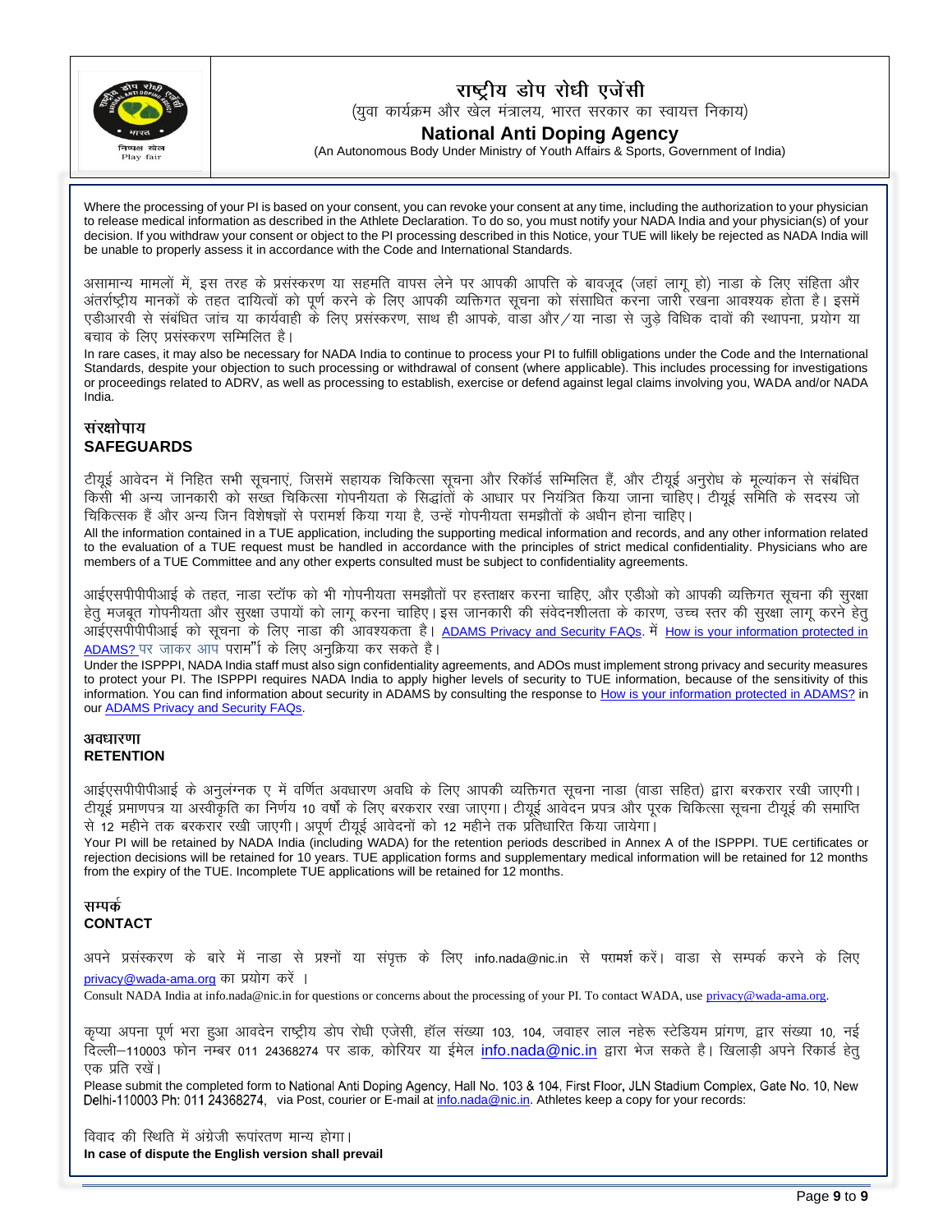Where the processing of your PI is based on your consent, you can revoke your consent at any time, including the authorization to your physician to release medical information as described in the Athlete Declaration. To do so, you must notify your NADA India and your physician(s) of your decision. If you withdraw your consent or object to the PI processing described in this Notice, your TUE will likely be rejected as NADA India will be unable to properly assess it in accordance with the Code and International Standards.

असामान्य मामलों में, इस तरह के प्रसंस्करण या सहमति वापस लेने पर आपकी आपत्ति के बावजूद (जहां लागू हो) नाडा के लिए संहिता और अंतर्राष्ट्रीय मानकों के तहत दायित्वों को पूर्ण करने के लिए आपकी व्यक्तिगत सूचना को संसाधित करना जारी रखना आवश्यक होता है। इसमें एडीआरवी से संबंधित जांच या कार्यवाही के लिए प्रसंस्करण, साथ ही आपके, वाडा और/या नाडा से जुड़े विधिक दावों की स्थापना, प्रयोग या बचाव के लिए प्रसंस्करण सम्मिलित है।

In rare cases, it may also be necessary for NADA India to continue to process your PI to fulfill obligations under the Code and the International Standards, despite your objection to such processing or withdrawal of consent (where applicable). This includes processing for investigations or proceedings related to ADRV, as well as processing to establish, exercise or defend against legal claims involving you, WADA and/or NADA India.

## संरक्षोपाय
## SAFEGUARDS

टीयूई आवेदन में निहित सभी सूचनाएं, जिसमें सहायक चिकित्सा सूचना और रिकॉर्ड सम्मिलित हैं, और टीयूई अनुरोध के मूल्यांकन से संबंधित किसी भी अन्य जानकारी को सख्त चिकित्सा गोपनीयता के सिद्धांतों के आधार पर नियंत्रित किया जाना चाहिए। टीयूई समिति के सदस्य जो चिकित्सक हैं और अन्य जिन विशेषज्ञों से परामर्श किया गया है, उन्हें गोपनीयता समझौतों के अधीन होना चाहिए।

All the information contained in a TUE application, including the supporting medical information and records, and any other information related to the evaluation of a TUE request must be handled in accordance with the principles of strict medical confidentiality. Physicians who are members of a TUE Committee and any other experts consulted must be subject to confidentiality agreements.

आईएसपीपीपीआई के तहत, नाडा स्टॉफ को भी गोपनीयता समझौतों पर हस्ताक्षर करना चाहिए, और एडीओ को आपकी व्यक्तिगत सूचना की सुरक्षा हेतु मजबूत गोपनीयता और सुरक्षा उपायों को लागू करना चाहिए। इस जानकारी की संवेदनशीलता के कारण, उच्च स्तर की सुरक्षा लागू करने हेतु आईएसपीपीपीआई को सूचना के लिए नाडा की आवश्यकता है। ADAMS Privacy and Security FAQs. में How is your information protected in ADAMS? पर जाकर आप परामर्श के लिए अनुक्रिया कर सकते है।

Under the ISPPPI, NADA India staff must also sign confidentiality agreements, and ADOs must implement strong privacy and security measures to protect your PI. The ISPPPI requires NADA India to apply higher levels of security to TUE information, because of the sensitivity of this information. You can find information about security in ADAMS by consulting the response to How is your information protected in ADAMS? in our ADAMS Privacy and Security FAQs.

## अवधारणा
## RETENTION

आईएसपीपीपीआई के अनुलंग्नक ए में वर्णित अवधारण अवधि के लिए आपकी व्यक्तिगत सूचना नाडा (वाडा सहित) द्वारा बरकरार रखी जाएगी। टीयूई प्रमाणपत्र या अस्वीकृति का निर्णय 10 वर्षों के लिए बरकरार रखा जाएगा। टीयूई आवेदन प्रपत्र और पूरक चिकित्सा सूचना टीयूई की समाप्ति से 12 महीने तक बरकरार रखी जाएगी। अपूर्ण टीयूई आवेदनों को 12 महीने तक प्रतिधारित किया जायेगा।

Your PI will be retained by NADA India (including WADA) for the retention periods described in Annex A of the ISPPPI. TUE certificates or rejection decisions will be retained for 10 years. TUE application forms and supplementary medical information will be retained for 12 months from the expiry of the TUE. Incomplete TUE applications will be retained for 12 months.

## सम्पर्क
## CONTACT

अपने प्रसंस्करण के बारे में नाडा से प्रश्नों या संपृक्त के लिए info.nada@nic.in से परामर्श करें। वाडा से सम्पर्क करने के लिए privacy@wada-ama.org का प्रयोग करें ।

Consult NADA India at info.nada@nic.in for questions or concerns about the processing of your PI. To contact WADA, use privacy@wada-ama.org.

कृप्या अपना पूर्ण भरा हुआ आवदेन राष्ट्रीय डोप रोधी एजेसी, हॉल संख्या 103, 104, जवाहर लाल नहेरू स्टेडियम प्रांगण, द्वार संख्या 10, नई दिल्ली–110003 फोन नम्बर 011 24368274 पर डाक, कोरियर या ईमेल info.nada@nic.in द्वारा भेज सकते है। खिलाड़ी अपने रिकार्ड हेतु एक प्रति रखें।

Please submit the completed form to National Anti Doping Agency, Hall No. 103 & 104, First Floor, JLN Stadium Complex, Gate No. 10, New Delhi-110003 Ph: 011 24368274, via Post, courier or E-mail at info.nada@nic.in. Athletes keep a copy for your records:

विवाद की स्थिति में अंग्रेजी रूपांतरण मान्य होगा।

**In case of dispute the English version shall prevail**